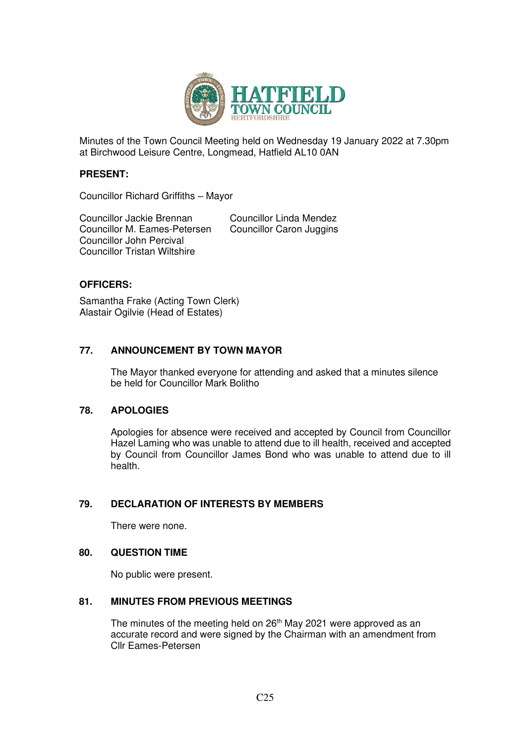Minutes of the Town Council Meeting held on Wednesday 19 January 2022 at 7.30pm at Birchwood Leisure Centre, Longmead, Hatfield AL10 0AN

**PRESENT:**

Councillor Richard Griffiths – Mayor

Councillor Jackie Brennan
Councillor M. Eames-Petersen
Councillor John Percival
Councillor Tristan Wiltshire
Councillor Linda Mendez
Councillor Caron Juggins

**OFFICERS:**

Samantha Frake (Acting Town Clerk)
Alastair Ogilvie (Head of Estates)

## 77. ANNOUNCEMENT BY TOWN MAYOR

The Mayor thanked everyone for attending and asked that a minutes silence be held for Councillor Mark Bolitho

## 78. APOLOGIES

Apologies for absence were received and accepted by Council from Councillor Hazel Laming who was unable to attend due to ill health, received and accepted by Council from Councillor James Bond who was unable to attend due to ill health.

## 79. DECLARATION OF INTERESTS BY MEMBERS

There were none.

## 80. QUESTION TIME

No public were present.

## 81. MINUTES FROM PREVIOUS MEETINGS

The minutes of the meeting held on 26th May 2021 were approved as an accurate record and were signed by the Chairman with an amendment from Cllr Eames-Petersen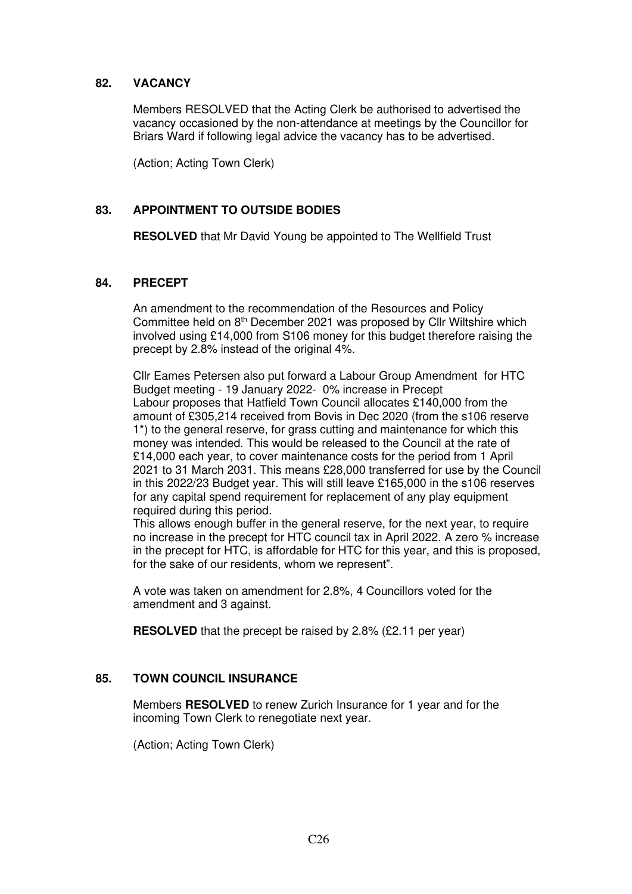## 82. VACANCY

Members RESOLVED that the Acting Clerk be authorised to advertised the vacancy occasioned by the non-attendance at meetings by the Councillor for Briars Ward if following legal advice the vacancy has to be advertised.

(Action; Acting Town Clerk)

## 83. APPOINTMENT TO OUTSIDE BODIES

**RESOLVED** that Mr David Young be appointed to The Wellfield Trust

## 84. PRECEPT

An amendment to the recommendation of the Resources and Policy Committee held on 8th December 2021 was proposed by Cllr Wiltshire which involved using £14,000 from S106 money for this budget therefore raising the precept by 2.8% instead of the original 4%.

Cllr Eames Petersen also put forward a Labour Group Amendment for HTC Budget meeting - 19 January 2022- 0% increase in Precept
Labour proposes that Hatfield Town Council allocates £140,000 from the amount of £305,214 received from Bovis in Dec 2020 (from the s106 reserve 1*) to the general reserve, for grass cutting and maintenance for which this money was intended. This would be released to the Council at the rate of £14,000 each year, to cover maintenance costs for the period from 1 April 2021 to 31 March 2031. This means £28,000 transferred for use by the Council in this 2022/23 Budget year. This will still leave £165,000 in the s106 reserves for any capital spend requirement for replacement of any play equipment required during this period.
This allows enough buffer in the general reserve, for the next year, to require no increase in the precept for HTC council tax in April 2022. A zero % increase in the precept for HTC, is affordable for HTC for this year, and this is proposed, for the sake of our residents, whom we represent".

A vote was taken on amendment for 2.8%, 4 Councillors voted for the amendment and 3 against.

**RESOLVED** that the precept be raised by 2.8% (£2.11 per year)

## 85. TOWN COUNCIL INSURANCE

Members **RESOLVED** to renew Zurich Insurance for 1 year and for the incoming Town Clerk to renegotiate next year.

(Action; Acting Town Clerk)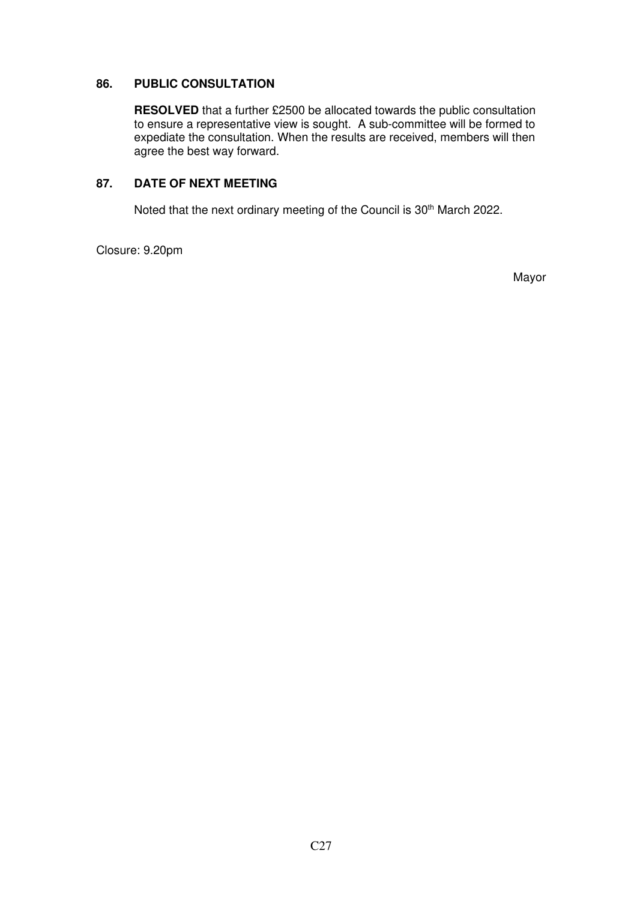## 86. PUBLIC CONSULTATION

**RESOLVED** that a further £2500 be allocated towards the public consultation to ensure a representative view is sought. A sub-committee will be formed to expediate the consultation. When the results are received, members will then agree the best way forward.

## 87. DATE OF NEXT MEETING

Noted that the next ordinary meeting of the Council is 30th March 2022.

Closure: 9.20pm

Mayor